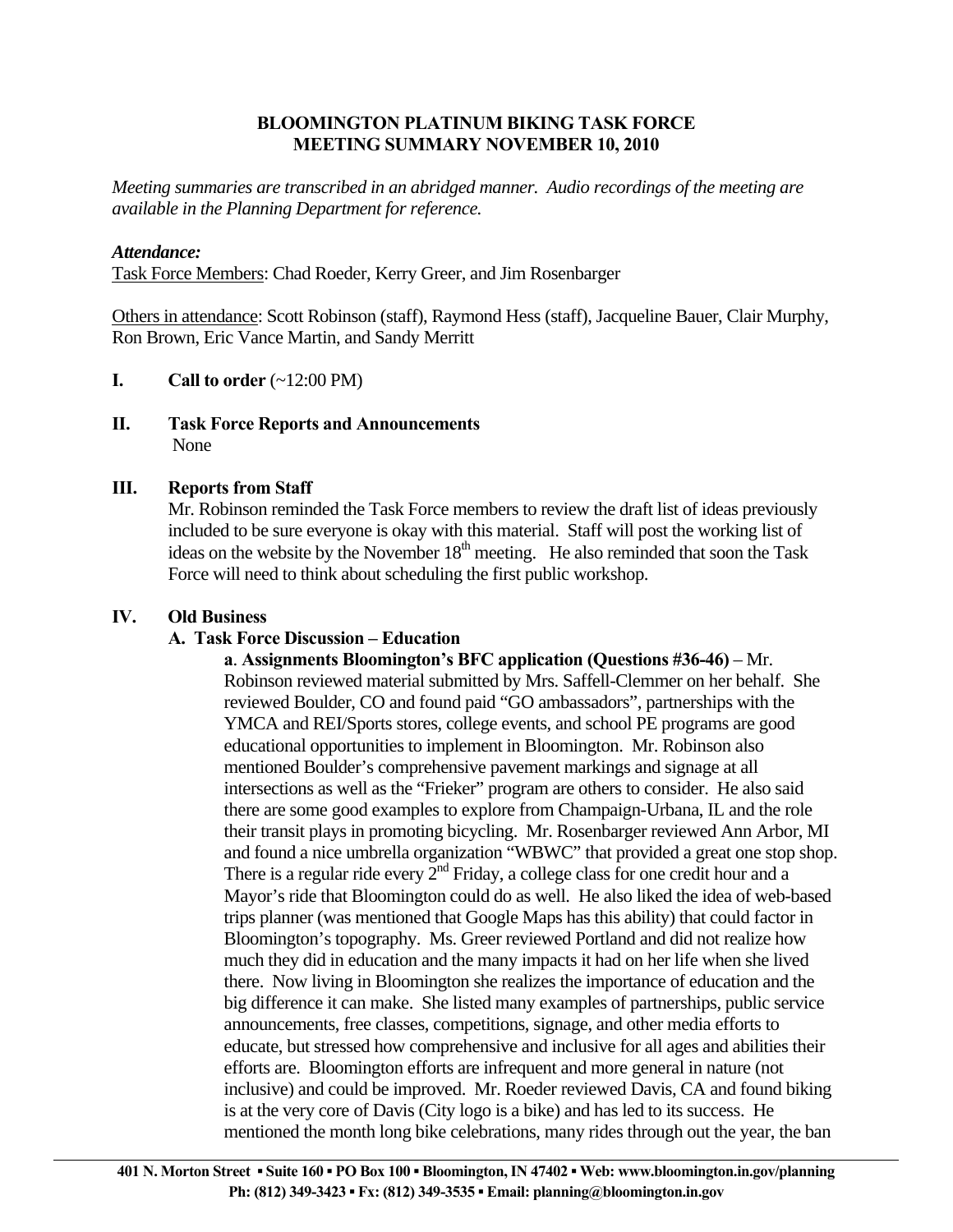# BLOOMINGTON PLATINUM BIKING TASK FORCE
# MEETING SUMMARY NOVEMBER 10, 2010

*Meeting summaries are transcribed in an abridged manner. Audio recordings of the meeting are available in the Planning Department for reference.*

***Attendance:***

Task Force Members: Chad Roeder, Kerry Greer, and Jim Rosenbarger

Others in attendance: Scott Robinson (staff), Raymond Hess (staff), Jacqueline Bauer, Clair Murphy, Ron Brown, Eric Vance Martin, and Sandy Merritt

**I. Call to order** (~12:00 PM)

**II. Task Force Reports and Announcements**

None

**III. Reports from Staff**

Mr. Robinson reminded the Task Force members to review the draft list of ideas previously included to be sure everyone is okay with this material. Staff will post the working list of ideas on the website by the November 18th meeting. He also reminded that soon the Task Force will need to think about scheduling the first public workshop.

**IV. Old Business**

**A. Task Force Discussion – Education**

**a**. **Assignments Bloomington's BFC application (Questions #36-46)** – Mr. Robinson reviewed material submitted by Mrs. Saffell-Clemmer on her behalf. She reviewed Boulder, CO and found paid "GO ambassadors", partnerships with the YMCA and REI/Sports stores, college events, and school PE programs are good educational opportunities to implement in Bloomington. Mr. Robinson also mentioned Boulder's comprehensive pavement markings and signage at all intersections as well as the "Frieker" program are others to consider. He also said there are some good examples to explore from Champaign-Urbana, IL and the role their transit plays in promoting bicycling. Mr. Rosenbarger reviewed Ann Arbor, MI and found a nice umbrella organization "WBWC" that provided a great one stop shop. There is a regular ride every 2nd Friday, a college class for one credit hour and a Mayor's ride that Bloomington could do as well. He also liked the idea of web-based trips planner (was mentioned that Google Maps has this ability) that could factor in Bloomington's topography. Ms. Greer reviewed Portland and did not realize how much they did in education and the many impacts it had on her life when she lived there. Now living in Bloomington she realizes the importance of education and the big difference it can make. She listed many examples of partnerships, public service announcements, free classes, competitions, signage, and other media efforts to educate, but stressed how comprehensive and inclusive for all ages and abilities their efforts are. Bloomington efforts are infrequent and more general in nature (not inclusive) and could be improved. Mr. Roeder reviewed Davis, CA and found biking is at the very core of Davis (City logo is a bike) and has led to its success. He mentioned the month long bike celebrations, many rides through out the year, the ban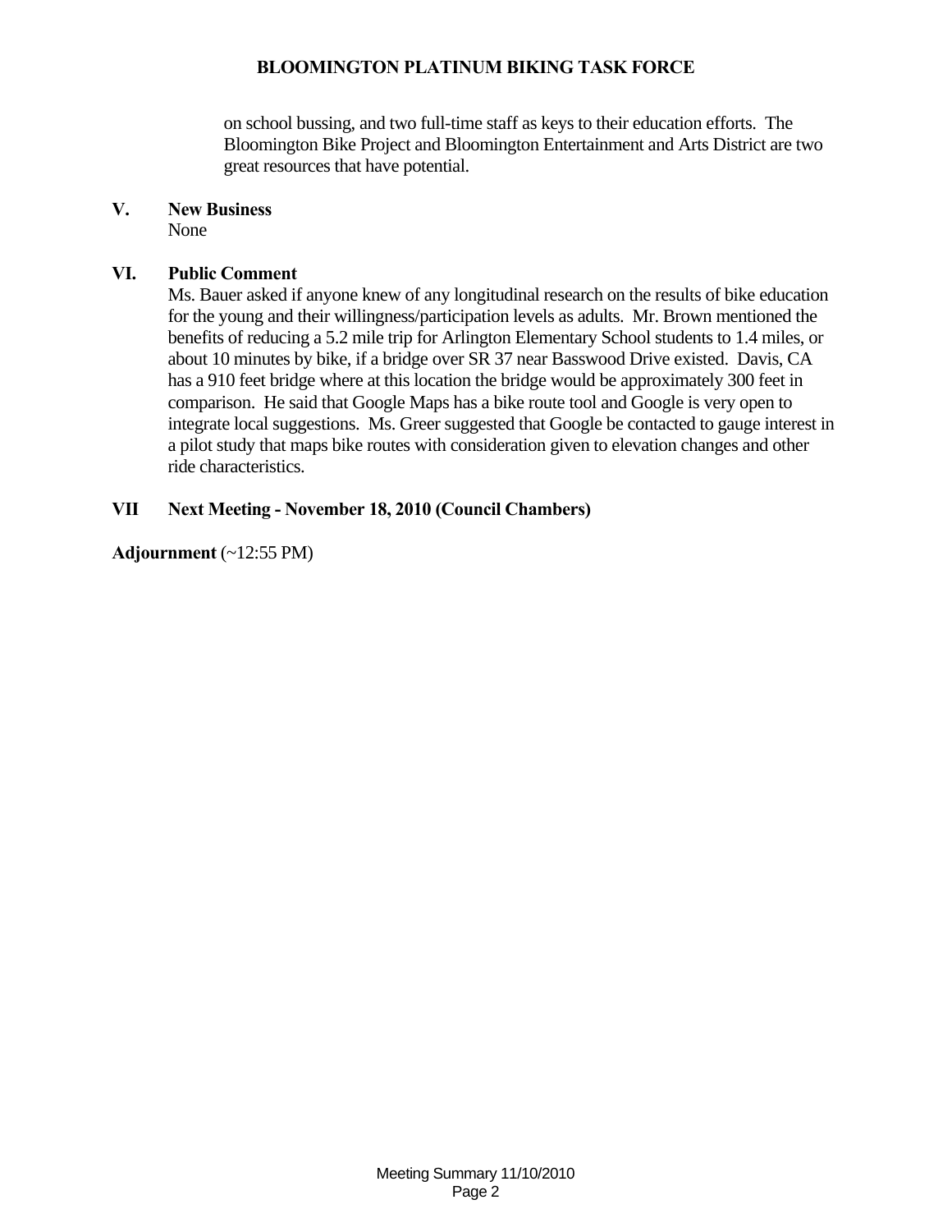on school bussing, and two full-time staff as keys to their education efforts. The Bloomington Bike Project and Bloomington Entertainment and Arts District are two great resources that have potential.

## V. New Business

None

## VI. Public Comment

Ms. Bauer asked if anyone knew of any longitudinal research on the results of bike education for the young and their willingness/participation levels as adults. Mr. Brown mentioned the benefits of reducing a 5.2 mile trip for Arlington Elementary School students to 1.4 miles, or about 10 minutes by bike, if a bridge over SR 37 near Basswood Drive existed. Davis, CA has a 910 feet bridge where at this location the bridge would be approximately 300 feet in comparison. He said that Google Maps has a bike route tool and Google is very open to integrate local suggestions. Ms. Greer suggested that Google be contacted to gauge interest in a pilot study that maps bike routes with consideration given to elevation changes and other ride characteristics.

## VII Next Meeting - November 18, 2010 (Council Chambers)

**Adjournment** (~12:55 PM)